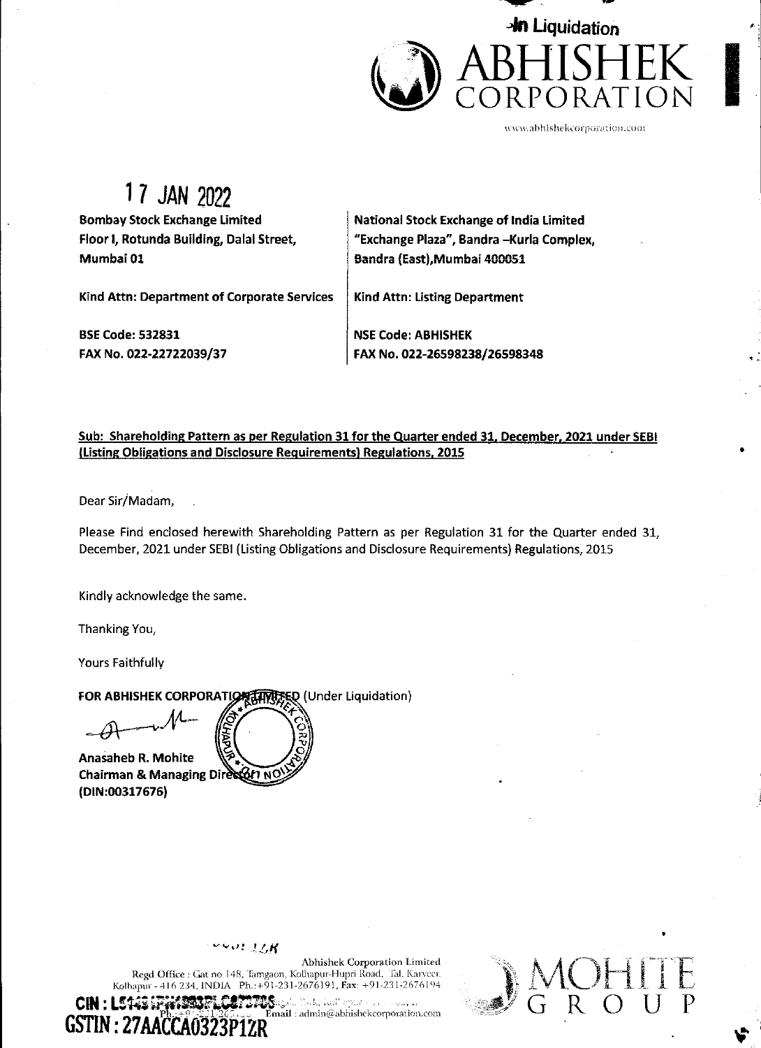In Liquidation

ABHISHEK CORPORATION

www.abhishekcorporation.com

17 JAN 2022

| Bombay Stock Exchange Limited<br>Floor I, Rotunda Building, Dalal Street,<br>Mumbai 01 | National Stock Exchange of India Limited<br>"Exchange Plaza", Bandra –Kurla Complex,<br>Bandra (East),Mumbai 400051 |
|---|---|
| Kind Attn: Department of Corporate Services | Kind Attn: Listing Department |
| BSE Code: 532831<br>FAX No. 022-22722039/37 | NSE Code: ABHISHEK<br>FAX No. 022-26598238/26598348 |

**Sub: Shareholding Pattern as per Regulation 31 for the Quarter ended 31, December, 2021 under SEBI (Listing Obligations and Disclosure Requirements) Regulations, 2015**

Dear Sir/Madam,

Please Find enclosed herewith Shareholding Pattern as per Regulation 31 for the Quarter ended 31, December, 2021 under SEBI (Listing Obligations and Disclosure Requirements) Regulations, 2015

Kindly acknowledge the same.

Thanking You,

Yours Faithfully

**FOR ABHISHEK CORPORATION LIMITED (Under Liquidation)**

**Anasaheb R. Mohite**
**Chairman & Managing Director**
**(DIN:00317676)**

Abhishek Corporation Limited
Regd Office : Gat no 148, Tamgaon, Kolhapur-Hupri Road, Tal. Karveer, Kolhapur - 416 234, INDIA. Ph.:+91-231-2676191, Fax: +91-231-2676194
Email : admin@abhishekcorporation.com

GSTIN : 27AACCA0323P1ZR

MOHITE GROUP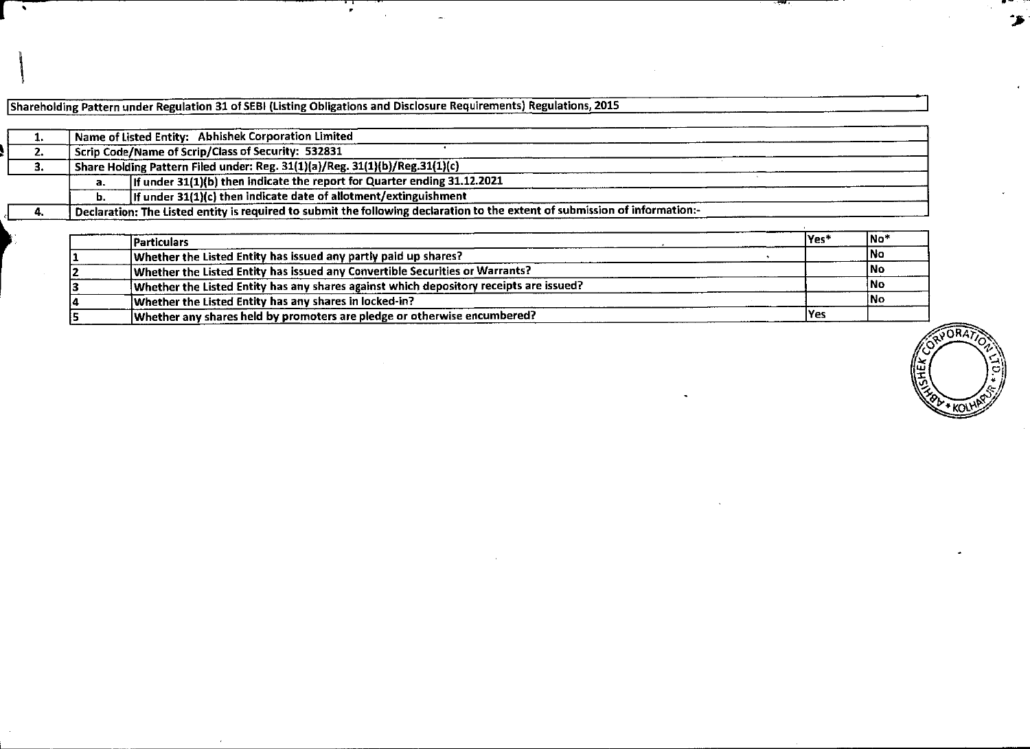Shareholding Pattern under Regulation 31 of SEBI (Listing Obligations and Disclosure Requirements) Regulations, 2015

| | | |
|---|---|---|
| 1. | Name of Listed Entity: Abhishek Corporation Limited | |
| 2. | Scrip Code/Name of Scrip/Class of Security: 532831 | |
| 3. | Share Holding Pattern Filed under: Reg. 31(1)(a)/Reg. 31(1)(b)/Reg.31(1)(c) | |
| | a. | If under 31(1)(b) then indicate the report for Quarter ending 31.12.2021 |
| | b. | If under 31(1)(c) then indicate date of allotment/extinguishment |
| 4. | Declaration: The Listed entity is required to submit the following declaration to the extent of submission of information:- | |

| | Particulars | Yes* | No* |
|---|---|---|---|
| 1 | Whether the Listed Entity has issued any partly paid up shares? | | No |
| 2 | Whether the Listed Entity has issued any Convertible Securities or Warrants? | | No |
| 3 | Whether the Listed Entity has any shares against which depository receipts are issued? | | No |
| 4 | Whether the Listed Entity has any shares in locked-in? | | No |
| 5 | Whether any shares held by promoters are pledge or otherwise encumbered? | Yes | |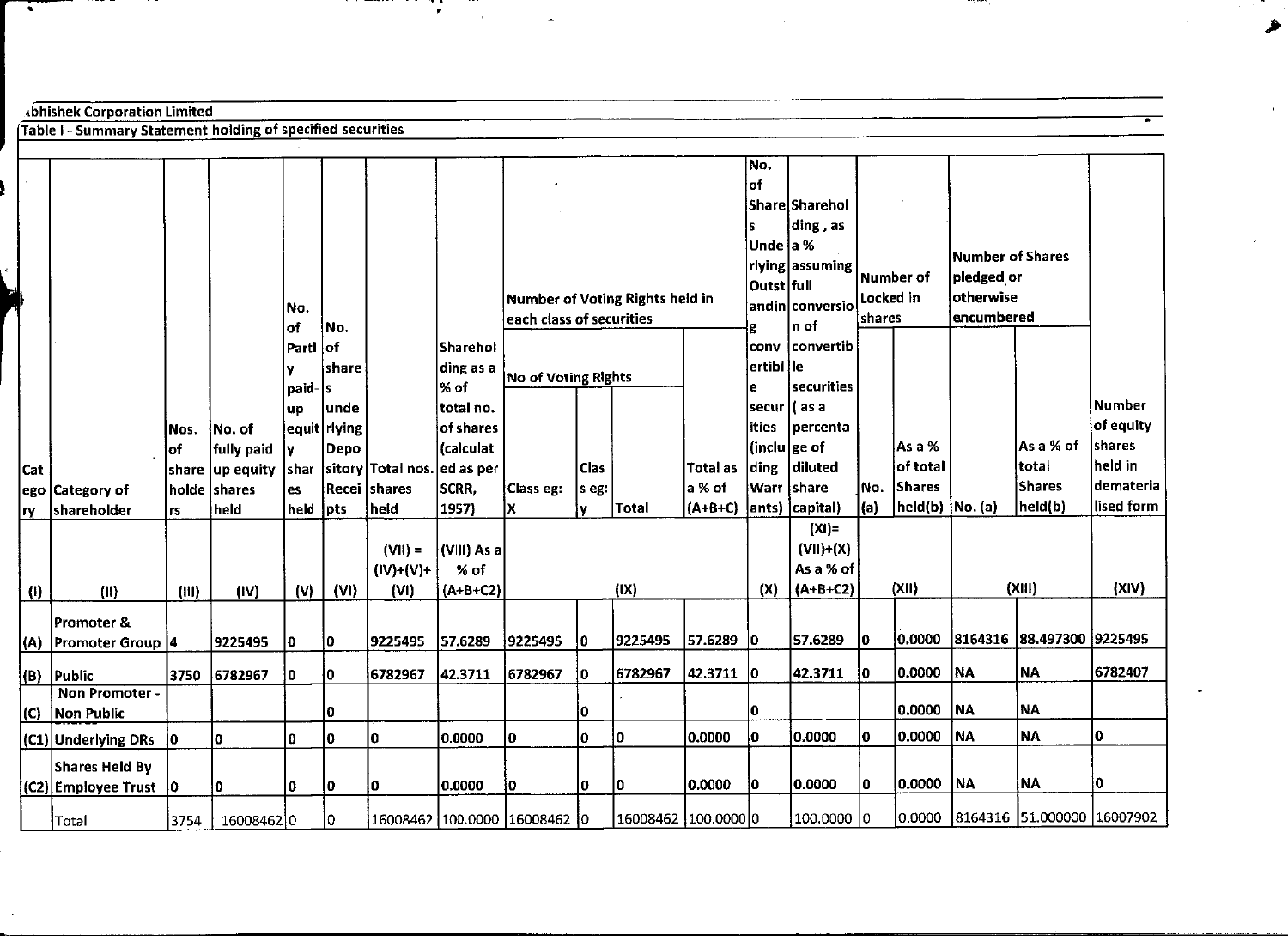Abhishek Corporation Limited

Table I - Summary Statement holding of specified securities

| Category | Category of shareholder | Nos. of shareholders | No. of fully paid up equity shares held | No. of Partly paid-up equity shares held | No. of shares underlying Depository Receipts | Total nos. shares held | Shareholding as a % of total no. of shares (calculated as per SCRR, 1957) | Number of Voting Rights held in each class of securities | | | | No. of Shares Underlying Outstanding convertible securities (including Warrants) | Shareholding, as a % assuming full conversion of convertible securities ( as a percentage of diluted share capital) | Number of Locked in shares | | Number of Shares pledged or otherwise encumbered | | Number of equity shares held in dematerialised form |
|---|---|---|---|---|---|---|---|---|---|---|---|---|---|---|---|---|---|---|
| | | | | | | | | No of Voting Rights | | | Total as a % of (A+B+C) | | | No. (a) | As a % of total Shares held(b) | No. (a) | As a % of total Shares held(b) | |
| | | | | | | | | Class eg: X | Class eg: y | Total | | | | | | | | |
| (I) | (II) | (III) | (IV) | (V) | (VI) | (VII) = (IV)+(V)+ (VI) | (VIII) As a % of (A+B+C2) | (IX) | | | | (X) | (XI)= (VII)+(X) As a % of (A+B+C2) | (XII) | | (XIII) | | (XIV) |
| (A) | Promoter & Promoter Group | 4 | 9225495 | 0 | 0 | 9225495 | 57.6289 | 9225495 | 0 | 9225495 | 57.6289 | 0 | 57.6289 | 0 | 0.0000 | 8164316 | 88.497300 | 9225495 |
| (B) | Public | 3750 | 6782967 | 0 | 0 | 6782967 | 42.3711 | 6782967 | 0 | 6782967 | 42.3711 | 0 | 42.3711 | 0 | 0.0000 | NA | NA | 6782407 |
| (C) | Non Promoter - Non Public | | | | 0 | | | | 0 | | | 0 | | | 0.0000 | NA | NA | |
| (C1) | Underlying DRs | 0 | 0 | 0 | 0 | 0 | 0.0000 | 0 | 0 | 0 | 0.0000 | 0 | 0.0000 | 0 | 0.0000 | NA | NA | 0 |
| (C2) | Shares Held By Employee Trust | 0 | 0 | 0 | 0 | 0 | 0.0000 | 0 | 0 | 0 | 0.0000 | 0 | 0.0000 | 0 | 0.0000 | NA | NA | 0 |
| | Total | 3754 | 16008462 | 0 | 0 | 16008462 | 100.0000 | 16008462 | 0 | 16008462 | 100.0000 | 0 | 100.0000 | 0 | 0.0000 | 8164316 | 51.000000 | 16007902 |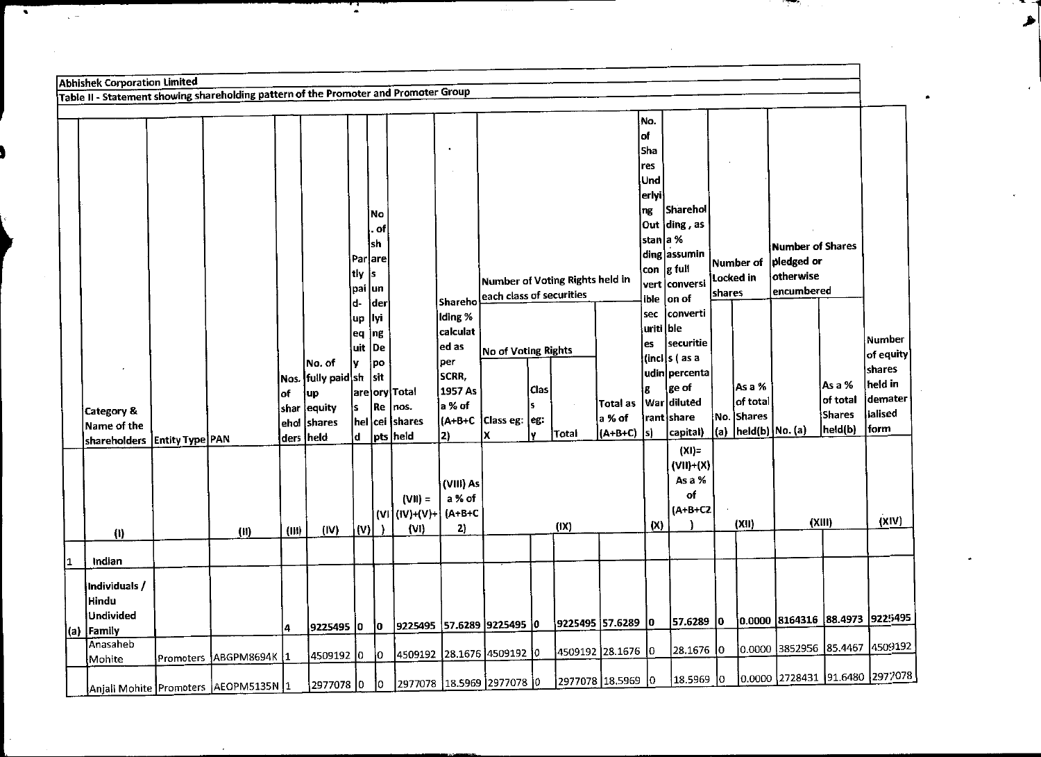**Abhishek Corporation Limited**

**Table II - Statement showing shareholding pattern of the Promoter and Promoter Group**

| | Category & Name of the shareholders | Entity Type | PAN | Nos. of shareholders | No. of fully paid up equity shares held | Partly paid-up equity shares held | No. of shares underlying Depository Receipts | Total nos. shares held | Shareholding % calculated as per SCRR, 1957 As a % of (A+B+C2) | Number of Voting Rights held in each class of securities | | | | No. of Shares Underlying Outstanding convertible securities (including Warrants) | Shareholding , as a % assuming full conversion of convertible securities ( as a percentage of diluted share capital) | Number of Locked in shares | | Number of Shares pledged or otherwise encumbered | | Number of equity shares held in dematerialised form |
|---|---|---|---|---|---|---|---|---|---|---|---|---|---|---|---|---|---|---|---|---|
| | | | | | | | | | | No of Voting Rights | | | Total as a % of (A+B+C) | | | No. (a) | As a % of total Shares held(b) | No. (a) | As a % of total Shares held(b) | |
| | | | | | | | | | | Class eg: X | Class eg: y | Total | | | | | | | | |
| | (I) | | (II) | (III) | (IV) | (V) | (VI) | (VII) = (IV)+(V)+ (VI) | (VIII) As a % of (A+B+C2) | (IX) | | | | (X) | (XI)= (VII)+(X) As a % of (A+B+C2) | (XII) | | (XIII) | | (XIV) |
| 1 | Indian | | | | | | | | | | | | | | | | | | | |
| (a) | Individuals / Hindu Undivided Family | | | 4 | 9225495 | 0 | 0 | 9225495 | 57.6289 | 9225495 | 0 | 9225495 | 57.6289 | 0 | 57.6289 | 0 | 0.0000 | 8164316 | 88.4973 | 9225495 |
| | Anasaheb Mohite | Promoters | ABGPM8694K | 1 | 4509192 | 0 | 0 | 4509192 | 28.1676 | 4509192 | 0 | 4509192 | 28.1676 | 0 | 28.1676 | 0 | 0.0000 | 3852956 | 85.4467 | 4509192 |
| | Anjali Mohite | Promoters | AEOPM5135N | 1 | 2977078 | 0 | 0 | 2977078 | 18.5969 | 2977078 | 0 | 2977078 | 18.5969 | 0 | 18.5969 | 0 | 0.0000 | 2728431 | 91.6480 | 2977078 |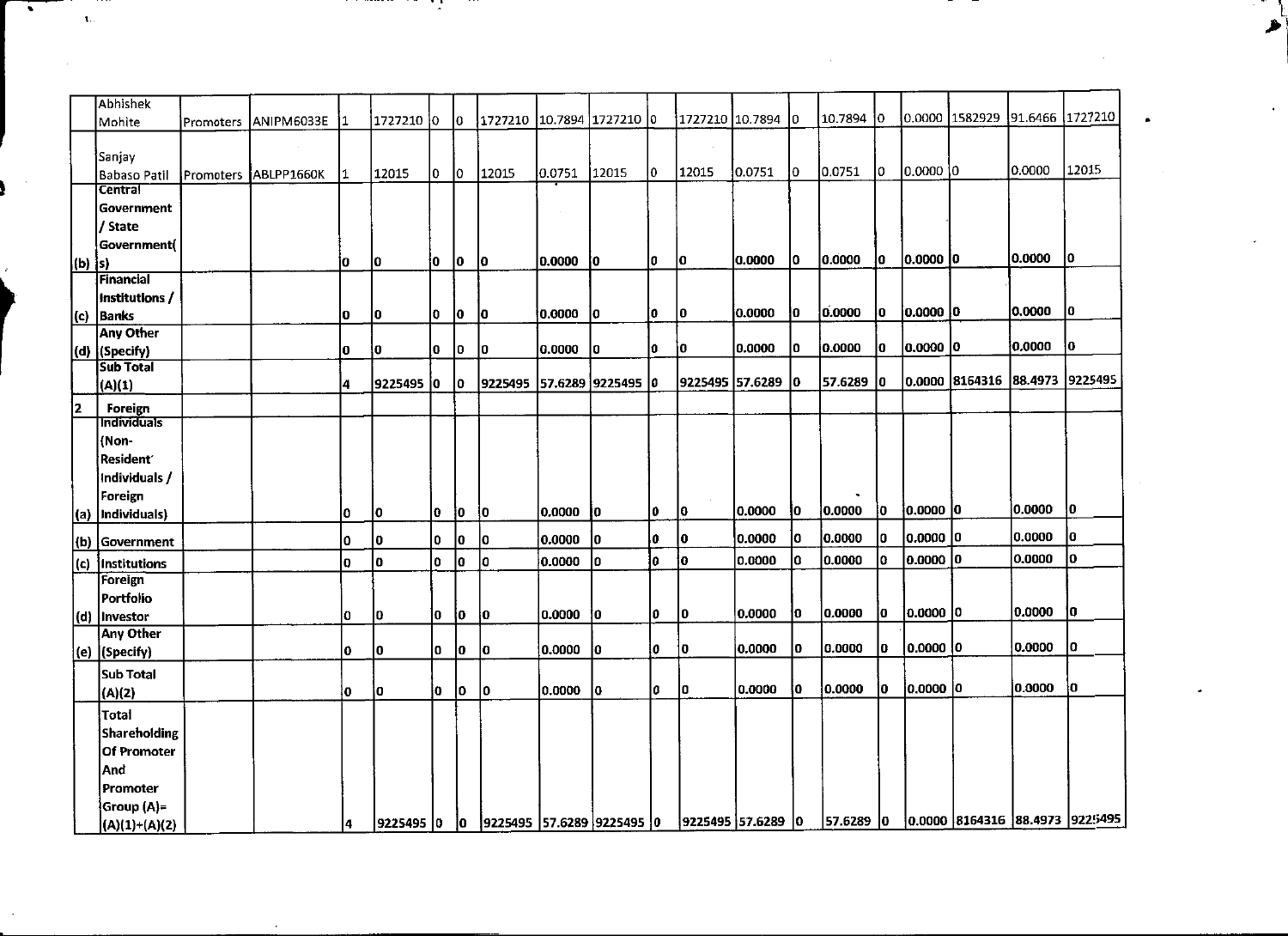|  | Abhishek Mohite | Promoters | ANIPM6033E | 1 | 1727210 | 0 | 0 | 1727210 | 10.7894 | 1727210 | 0 | 1727210 | 10.7894 | 0 | 10.7894 | 0 | 0.0000 | 1582929 | 91.6466 | 1727210 |
|---|---|---|---|---|---|---|---|---|---|---|---|---|---|---|---|---|---|---|---|---|
|  | Sanjay Babaso Patil | Promoters | ABLPP1660K | 1 | 12015 | 0 | 0 | 12015 | 0.0751 | 12015 | 0 | 12015 | 0.0751 | 0 | 0.0751 | 0 | 0.0000 | 0 | 0.0000 | 12015 |
| (b) | Central Government / State Government(s) |  |  | 0 | 0 | 0 | 0 | 0 | 0.0000 | 0 | 0 | 0 | 0.0000 | 0 | 0.0000 | 0 | 0.0000 | 0 | 0.0000 | 0 |
| (c) | Financial Institutions / Banks |  |  | 0 | 0 | 0 | 0 | 0 | 0.0000 | 0 | 0 | 0 | 0.0000 | 0 | 0.0000 | 0 | 0.0000 | 0 | 0.0000 | 0 |
| (d) | Any Other (Specify) |  |  | 0 | 0 | 0 | 0 | 0 | 0.0000 | 0 | 0 | 0 | 0.0000 | 0 | 0.0000 | 0 | 0.0000 | 0 | 0.0000 | 0 |
|  | Sub Total (A)(1) |  |  | 4 | 9225495 | 0 | 0 | 9225495 | 57.6289 | 9225495 | 0 | 9225495 | 57.6289 | 0 | 57.6289 | 0 | 0.0000 | 8164316 | 88.4973 | 9225495 |
| 2 | Foreign |  |  |  |  |  |  |  |  |  |  |  |  |  |  |  |  |  |  |  |
| (a) | Individuals (Non-Resident Individuals / Foreign Individuals) |  |  | 0 | 0 | 0 | 0 | 0 | 0.0000 | 0 | 0 | 0 | 0.0000 | 0 | 0.0000 | 0 | 0.0000 | 0 | 0.0000 | 0 |
| (b) | Government |  |  | 0 | 0 | 0 | 0 | 0 | 0.0000 | 0 | 0 | 0 | 0.0000 | 0 | 0.0000 | 0 | 0.0000 | 0 | 0.0000 | 0 |
| (c) | Institutions |  |  | 0 | 0 | 0 | 0 | 0 | 0.0000 | 0 | 0 | 0 | 0.0000 | 0 | 0.0000 | 0 | 0.0000 | 0 | 0.0000 | 0 |
| (d) | Foreign Portfolio Investor |  |  | 0 | 0 | 0 | 0 | 0 | 0.0000 | 0 | 0 | 0 | 0.0000 | 0 | 0.0000 | 0 | 0.0000 | 0 | 0.0000 | 0 |
| (e) | Any Other (Specify) |  |  | 0 | 0 | 0 | 0 | 0 | 0.0000 | 0 | 0 | 0 | 0.0000 | 0 | 0.0000 | 0 | 0.0000 | 0 | 0.0000 | 0 |
|  | Sub Total (A)(2) |  |  | 0 | 0 | 0 | 0 | 0 | 0.0000 | 0 | 0 | 0 | 0.0000 | 0 | 0.0000 | 0 | 0.0000 | 0 | 0.0000 | 0 |
|  | Total Shareholding Of Promoter And Promoter Group (A)= (A)(1)+(A)(2) |  |  | 4 | 9225495 | 0 | 0 | 9225495 | 57.6289 | 9225495 | 0 | 9225495 | 57.6289 | 0 | 57.6289 | 0 | 0.0000 | 8164316 | 88.4973 | 9225495 |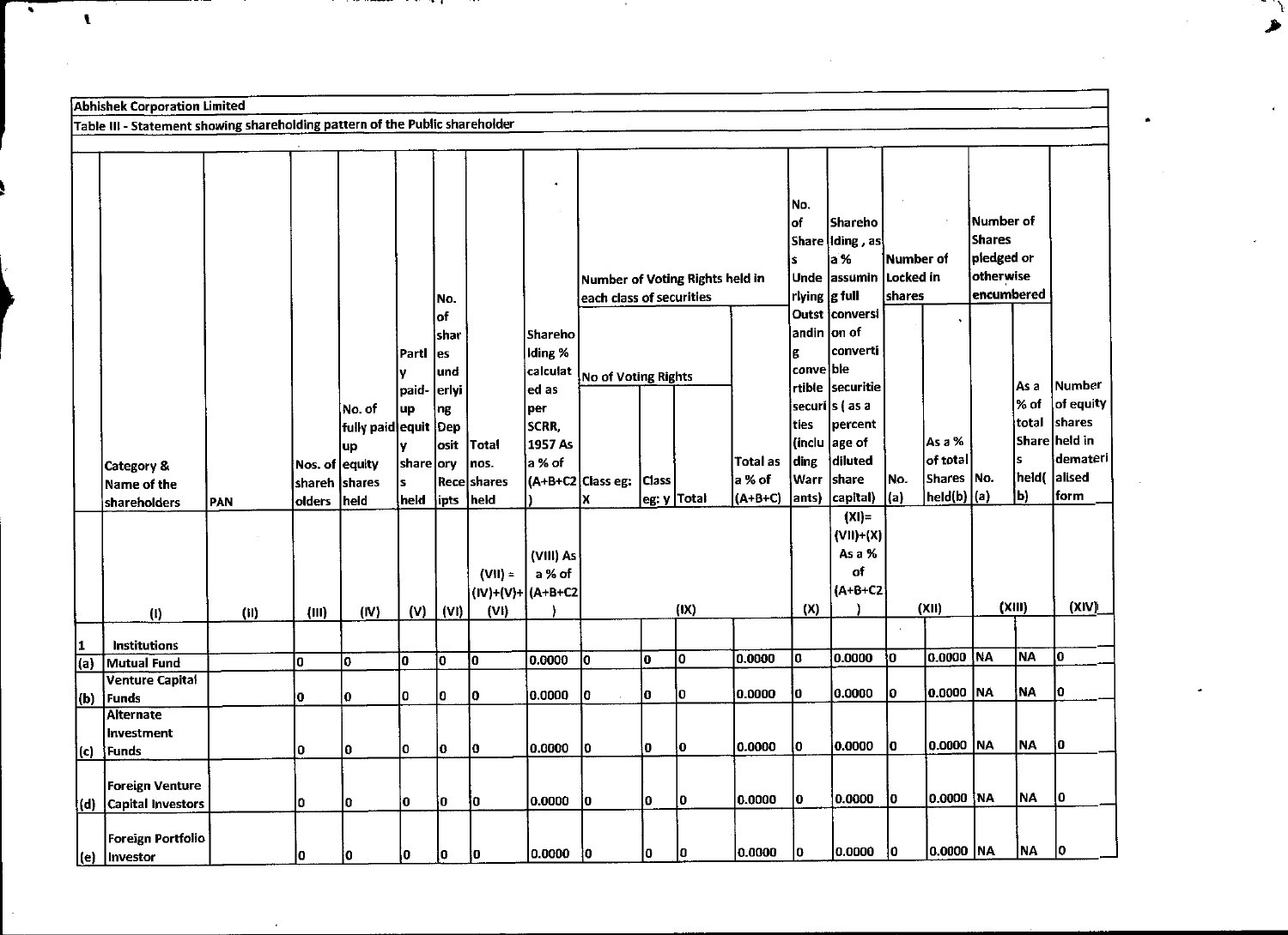**Abhishek Corporation Limited**

**Table III - Statement showing shareholding pattern of the Public shareholder**

| | Category & Name of the shareholders | PAN | Nos. of shareholders | No. of fully paid up equity shares held | Partly paid-up equity shares held | No. of shares underlying Depository Receipts | Total nos. shares held | Shareholding % calculated as per SCRR, 1957 As a % of (A+B+C2) | Number of Voting Rights held in each class of securities | | | | No. of Shares Underlying Outstanding convertible securities (including Warrants) | Shareholding , as a % assuming full conversion of convertible securities ( as a percentage of diluted share capital) | Number of Locked in shares | | Number of Shares pledged or otherwise encumbered | | Number of equity shares held in dematerialised form |
|---|---|---|---|---|---|---|---|---|---|---|---|---|---|---|---|---|---|---|---|
| | | | | | | | | | No of Voting Rights | | | Total as a % of (A+B+C) | | | No. (a) | As a % of total Shares held(b) | No. (a) | As a % of total Shares held(b) | |
| | | | | | | | | | Class eg: X | Class eg: y | Total | | | | | | | | |
| | (I) | (II) | (III) | (IV) | (V) | (VI) | (VII) = (IV)+(V)+(VI) | (VIII) As a % of (A+B+C2) | (IX) | | | | (X) | (XI)= (VII)+(X) As a % of (A+B+C2) | (XII) | | (XIII) | | (XIV) |
| 1 | Institutions | | | | | | | | | | | | | | | | | | |
| (a) | Mutual Fund | | 0 | 0 | 0 | 0 | 0 | 0.0000 | 0 | 0 | 0 | 0.0000 | 0 | 0.0000 | 0 | 0.0000 | NA | NA | 0 |
| (b) | Venture Capital Funds | | 0 | 0 | 0 | 0 | 0 | 0.0000 | 0 | 0 | 0 | 0.0000 | 0 | 0.0000 | 0 | 0.0000 | NA | NA | 0 |
| (c) | Alternate Investment Funds | | 0 | 0 | 0 | 0 | 0 | 0.0000 | 0 | 0 | 0 | 0.0000 | 0 | 0.0000 | 0 | 0.0000 | NA | NA | 0 |
| (d) | Foreign Venture Capital Investors | | 0 | 0 | 0 | 0 | 0 | 0.0000 | 0 | 0 | 0 | 0.0000 | 0 | 0.0000 | 0 | 0.0000 | NA | NA | 0 |
| (e) | Foreign Portfolio Investor | | 0 | 0 | 0 | 0 | 0 | 0.0000 | 0 | 0 | 0 | 0.0000 | 0 | 0.0000 | 0 | 0.0000 | NA | NA | 0 |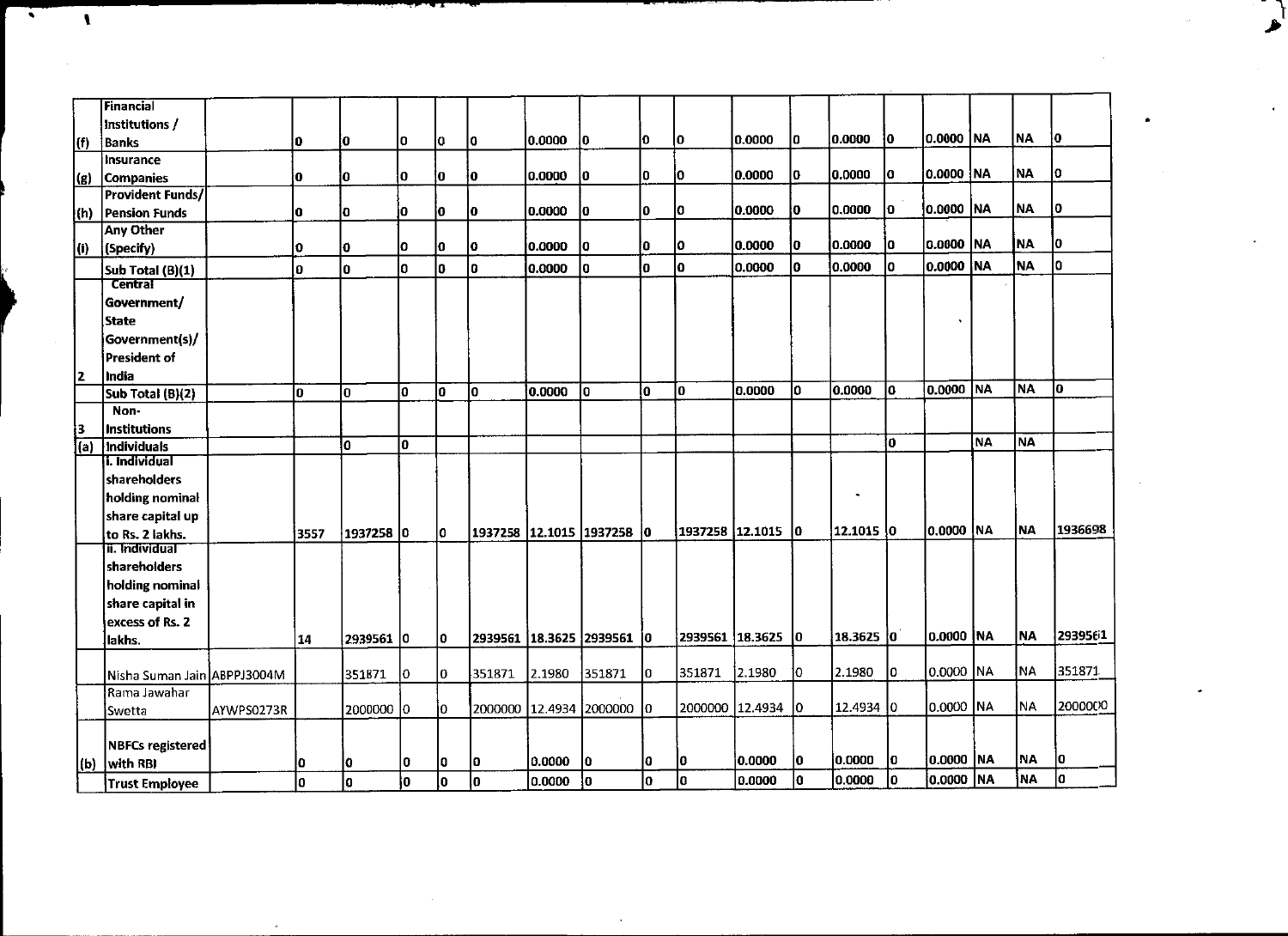|  |  |  |  |  |  |  |  |  |  |  |  |  |  |  |  |  |  |  |  |  |
|---|---|---|---|---|---|---|---|---|---|---|---|---|---|---|---|---|---|---|---|---|
| (f) | Financial Institutions / Banks |  | 0 | 0 | 0 | 0 | 0 | 0.0000 | 0 | 0 | 0 | 0.0000 | 0 | 0.0000 | 0 | 0.0000 | NA | NA | 0 |
| (g) | Insurance Companies |  | 0 | 0 | 0 | 0 | 0 | 0.0000 | 0 | 0 | 0 | 0.0000 | 0 | 0.0000 | 0 | 0.0000 | NA | NA | 0 |
| (h) | Provident Funds/ Pension Funds |  | 0 | 0 | 0 | 0 | 0 | 0.0000 | 0 | 0 | 0 | 0.0000 | 0 | 0.0000 | 0 | 0.0000 | NA | NA | 0 |
| (i) | Any Other (Specify) |  | 0 | 0 | 0 | 0 | 0 | 0.0000 | 0 | 0 | 0 | 0.0000 | 0 | 0.0000 | 0 | 0.0000 | NA | NA | 0 |
|  | Sub Total (B)(1) |  | 0 | 0 | 0 | 0 | 0 | 0.0000 | 0 | 0 | 0 | 0.0000 | 0 | 0.0000 | 0 | 0.0000 | NA | NA | 0 |
| 2 | Central Government/ State Government(s)/ President of India |  |  |  |  |  |  |  |  |  |  |  |  |  |  |  |  |  |  |
|  | Sub Total (B)(2) |  | 0 | 0 | 0 | 0 | 0 | 0.0000 | 0 | 0 | 0 | 0.0000 | 0 | 0.0000 | 0 | 0.0000 | NA | NA | 0 |
| 3 | Non-Institutions |  |  |  |  |  |  |  |  |  |  |  |  |  |  |  |  |  |  |
| (a) | Individuals |  |  | 0 | 0 |  |  |  |  |  |  |  |  |  | 0 |  | NA | NA |  |
|  | i. Individual shareholders holding nominal share capital up to Rs. 2 lakhs. |  | 3557 | 1937258 | 0 | 0 | 1937258 | 12.1015 | 1937258 | 0 | 1937258 | 12.1015 | 0 | 12.1015 | 0 | 0.0000 | NA | NA | 1936698 |
|  | ii. Individual shareholders holding nominal share capital in excess of Rs. 2 lakhs. |  | 14 | 2939561 | 0 | 0 | 2939561 | 18.3625 | 2939561 | 0 | 2939561 | 18.3625 | 0 | 18.3625 | 0 | 0.0000 | NA | NA | 2939561 |
|  | Nisha Suman Jain | ABPPJ3004M |  | 351871 | 0 | 0 | 351871 | 2.1980 | 351871 | 0 | 351871 | 2.1980 | 0 | 2.1980 | 0 | 0.0000 | NA | NA | 351871 |
|  | Rama Jawahar Swetta | AYWPS0273R |  | 2000000 | 0 | 0 | 2000000 | 12.4934 | 2000000 | 0 | 2000000 | 12.4934 | 0 | 12.4934 | 0 | 0.0000 | NA | NA | 2000000 |
| (b) | NBFCs registered with RBI |  | 0 | 0 | 0 | 0 | 0 | 0.0000 | 0 | 0 | 0 | 0.0000 | 0 | 0.0000 | 0 | 0.0000 | NA | NA | 0 |
|  | Trust Employee |  | 0 | 0 | 0 | 0 | 0 | 0.0000 | 0 | 0 | 0 | 0.0000 | 0 | 0.0000 | 0 | 0.0000 | NA | NA | 0 |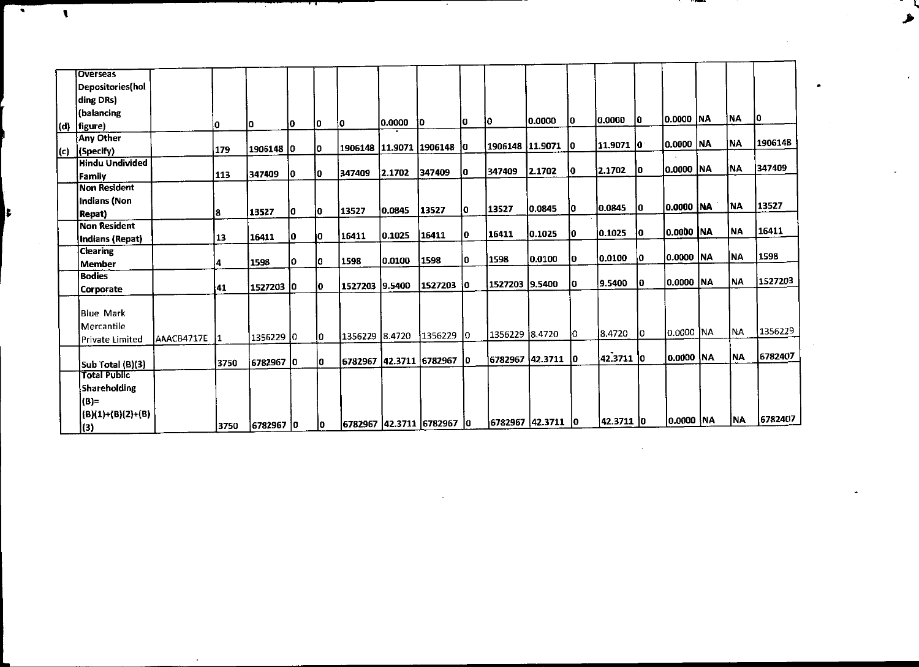| (d) | Overseas Depositories(holding DRs) (balancing figure) | | 0 | 0 | 0 | 0 | 0 | 0.0000 | 0 | 0 | 0 | 0.0000 | 0 | 0.0000 | 0 | 0.0000 | NA | NA | 0 |
|---|---|---|---|---|---|---|---|---|---|---|---|---|---|---|---|---|---|---|---|
| (c) | Any Other (Specify) | | 179 | 1906148 | 0 | 0 | 1906148 | 11.9071 | 1906148 | 0 | 1906148 | 11.9071 | 0 | 11.9071 | 0 | 0.0000 | NA | NA | 1906148 |
| | Hindu Undivided Family | | 113 | 347409 | 0 | 0 | 347409 | 2.1702 | 347409 | 0 | 347409 | 2.1702 | 0 | 2.1702 | 0 | 0.0000 | NA | NA | 347409 |
| | Non Resident Indians (Non Repat) | | 8 | 13527 | 0 | 0 | 13527 | 0.0845 | 13527 | 0 | 13527 | 0.0845 | 0 | 0.0845 | 0 | 0.0000 | NA | NA | 13527 |
| | Non Resident Indians (Repat) | | 13 | 16411 | 0 | 0 | 16411 | 0.1025 | 16411 | 0 | 16411 | 0.1025 | 0 | 0.1025 | 0 | 0.0000 | NA | NA | 16411 |
| | Clearing Member | | 4 | 1598 | 0 | 0 | 1598 | 0.0100 | 1598 | 0 | 1598 | 0.0100 | 0 | 0.0100 | 0 | 0.0000 | NA | NA | 1598 |
| | Bodies Corporate | | 41 | 1527203 | 0 | 0 | 1527203 | 9.5400 | 1527203 | 0 | 1527203 | 9.5400 | 0 | 9.5400 | 0 | 0.0000 | NA | NA | 1527203 |
| | Blue Mark Mercantile Private Limited | AAACB4717E | 1 | 1356229 | 0 | 0 | 1356229 | 8.4720 | 1356229 | 0 | 1356229 | 8.4720 | 0 | 8.4720 | 0 | 0.0000 | NA | NA | 1356229 |
| | Sub Total (B)(3) | | 3750 | 6782967 | 0 | 0 | 6782967 | 42.3711 | 6782967 | 0 | 6782967 | 42.3711 | 0 | 42.3711 | 0 | 0.0000 | NA | NA | 6782407 |
| | Total Public Shareholding (B)= (B)(1)+(B)(2)+(B)(3) | | 3750 | 6782967 | 0 | 0 | 6782967 | 42.3711 | 6782967 | 0 | 6782967 | 42.3711 | 0 | 42.3711 | 0 | 0.0000 | NA | NA | 6782407 |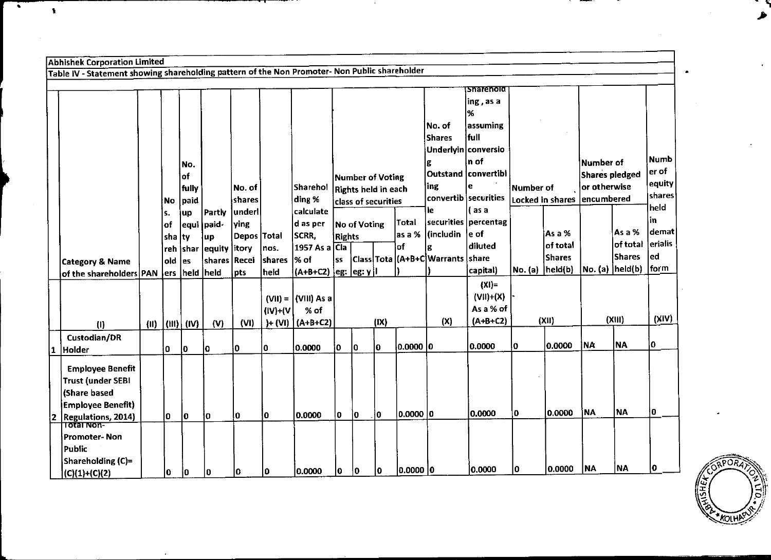Abhishek Corporation Limited

Table IV - Statement showing shareholding pattern of the Non Promoter- Non Public shareholder

| | Category & Name of the shareholders | PAN | Nos. of shareholders | No. of fully paid up equity shares held | Partly paid-up equity shares held | No. of shares underlying Depository Receipts | Total nos. shares held | Shareholding % calculated as per SCRR, 1957 As a % of (A+B+C2) | Number of Voting Rights held in each class of securities | | | | No. of Shares Underlying Outstanding convertible securities (including Warrants) | Shareholding , as a % assuming full conversion of convertible securities ( as a percentage of diluted share capital) | Number of Locked in shares | | Number of Shares pledged or otherwise encumbered | | Number of equity shares held in dematerialised form |
|---|---|---|---|---|---|---|---|---|---|---|---|---|---|---|---|---|---|---|---|
| | | | | | | | | | No of Voting Rights | | | Total as a % of (A+B+C) | | | No. (a) | As a % of total Shares held(b) | No. (a) | As a % of total Shares held(b) | |
| | | | | | | | | | Class eg: X | Class eg: y | Total | | | | | | | | |
| | (I) | (II) | (III) | (IV) | (V) | (VI) | (VII) = (IV)+(V)+ (VI) | (VIII) As a % of (A+B+C2) | (IX) | | | | (X) | (XI)= (VII)+(X) As a % of (A+B+C2) | (XII) | | (XIII) | | (XIV) |
| 1 | Custodian/DR Holder | | 0 | 0 | 0 | 0 | 0 | 0.0000 | 0 | 0 | 0 | 0.0000 | 0 | 0.0000 | 0 | 0.0000 | NA | NA | 0 |
| 2 | Employee Benefit Trust (under SEBI (Share based Employee Benefit) Regulations, 2014) | | 0 | 0 | 0 | 0 | 0 | 0.0000 | 0 | 0 | 0 | 0.0000 | 0 | 0.0000 | 0 | 0.0000 | NA | NA | 0 |
| | Total Non-Promoter- Non Public Shareholding (C)= (C)(1)+(C)(2) | | 0 | 0 | 0 | 0 | 0 | 0.0000 | 0 | 0 | 0 | 0.0000 | 0 | 0.0000 | 0 | 0.0000 | NA | NA | 0 |